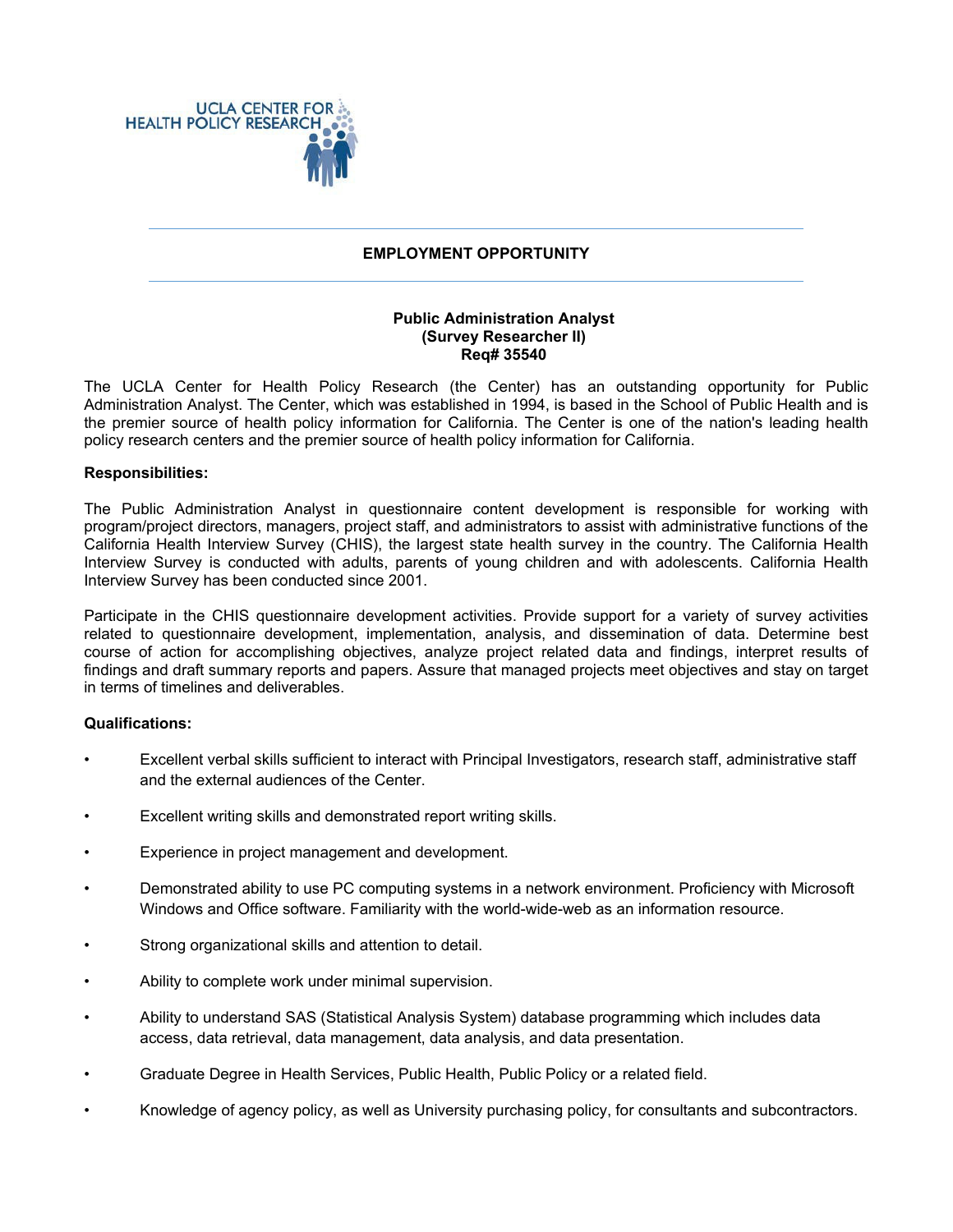UCLA CENTER FOR HEALTH POLICY RESEARCH

## EMPLOYMENT OPPORTUNITY

### Public Administration Analyst
### (Survey Researcher II)
### Req# 35540

The UCLA Center for Health Policy Research (the Center) has an outstanding opportunity for Public Administration Analyst. The Center, which was established in 1994, is based in the School of Public Health and is the premier source of health policy information for California. The Center is one of the nation's leading health policy research centers and the premier source of health policy information for California.

**Responsibilities:**

The Public Administration Analyst in questionnaire content development is responsible for working with program/project directors, managers, project staff, and administrators to assist with administrative functions of the California Health Interview Survey (CHIS), the largest state health survey in the country. The California Health Interview Survey is conducted with adults, parents of young children and with adolescents. California Health Interview Survey has been conducted since 2001.

Participate in the CHIS questionnaire development activities. Provide support for a variety of survey activities related to questionnaire development, implementation, analysis, and dissemination of data. Determine best course of action for accomplishing objectives, analyze project related data and findings, interpret results of findings and draft summary reports and papers. Assure that managed projects meet objectives and stay on target in terms of timelines and deliverables.

**Qualifications:**

- Excellent verbal skills sufficient to interact with Principal Investigators, research staff, administrative staff and the external audiences of the Center.
- Excellent writing skills and demonstrated report writing skills.
- Experience in project management and development.
- Demonstrated ability to use PC computing systems in a network environment. Proficiency with Microsoft Windows and Office software. Familiarity with the world-wide-web as an information resource.
- Strong organizational skills and attention to detail.
- Ability to complete work under minimal supervision.
- Ability to understand SAS (Statistical Analysis System) database programming which includes data access, data retrieval, data management, data analysis, and data presentation.
- Graduate Degree in Health Services, Public Health, Public Policy or a related field.
- Knowledge of agency policy, as well as University purchasing policy, for consultants and subcontractors.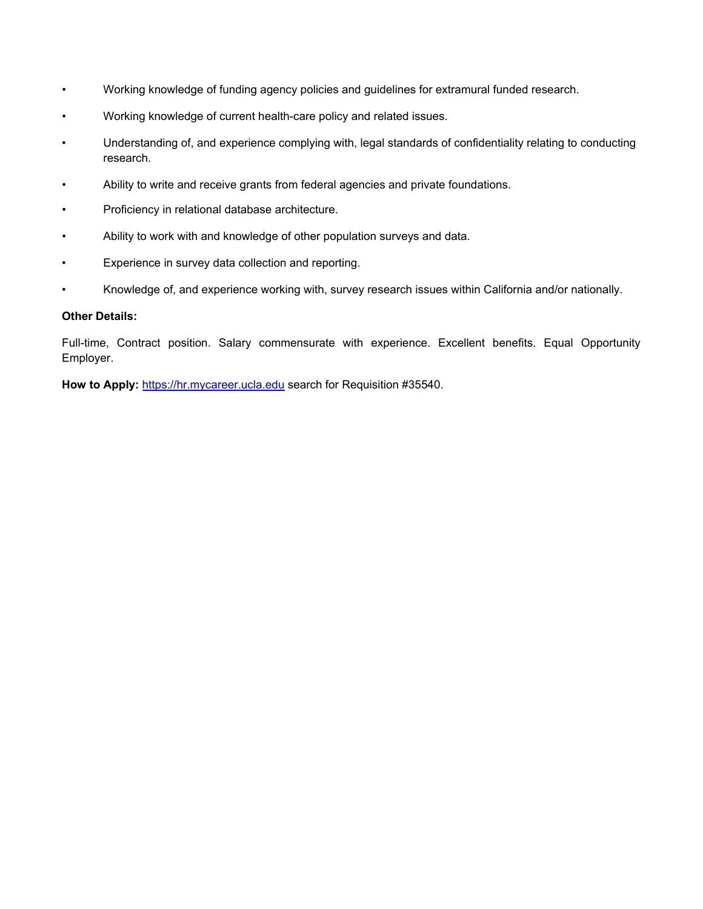- Working knowledge of funding agency policies and guidelines for extramural funded research.
- Working knowledge of current health-care policy and related issues.
- Understanding of, and experience complying with, legal standards of confidentiality relating to conducting research.
- Ability to write and receive grants from federal agencies and private foundations.
- Proficiency in relational database architecture.
- Ability to work with and knowledge of other population surveys and data.
- Experience in survey data collection and reporting.
- Knowledge of, and experience working with, survey research issues within California and/or nationally.

**Other Details:**

Full-time, Contract position. Salary commensurate with experience. Excellent benefits. Equal Opportunity Employer.

**How to Apply:** [https://hr.mycareer.ucla.edu](https://hr.mycareer.ucla.edu) search for Requisition #35540.